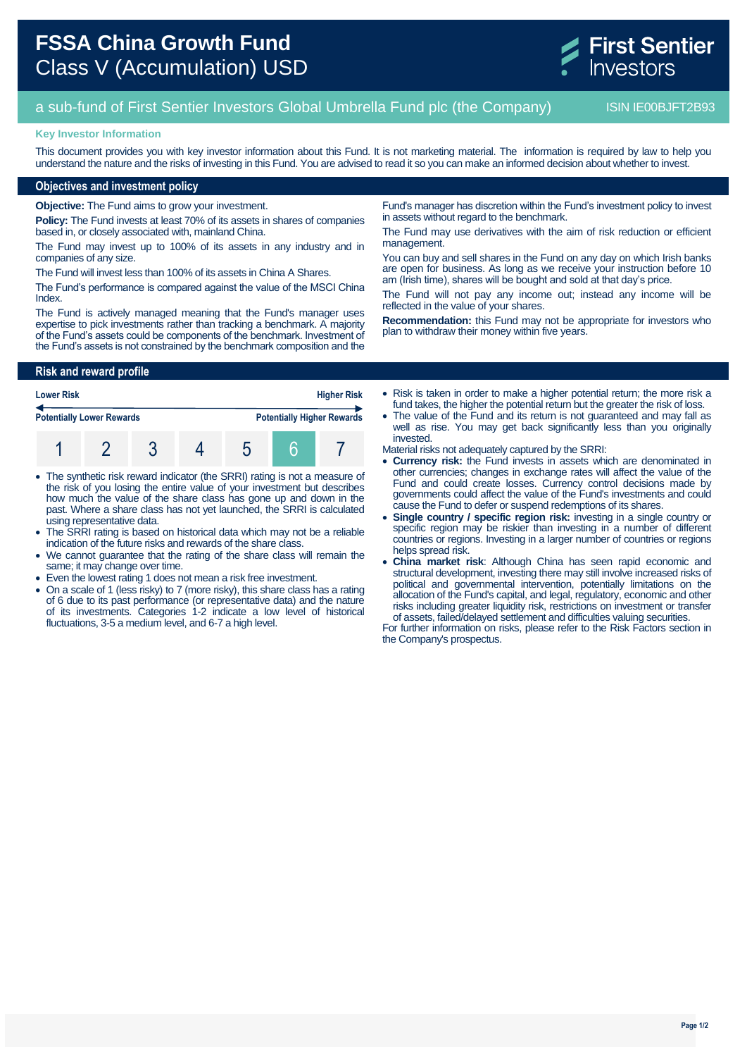# FSSA China Growth Fund
Class V (Accumulation) USD

First Sentier Investors

## a sub-fund of First Sentier Investors Global Umbrella Fund plc (the Company)

ISIN IE00BJFT2B93

**Key Investor Information**

This document provides you with key investor information about this Fund. It is not marketing material. The information is required by law to help you understand the nature and the risks of investing in this Fund. You are advised to read it so you can make an informed decision about whether to invest.

## Objectives and investment policy

**Objective:** The Fund aims to grow your investment.

**Policy:** The Fund invests at least 70% of its assets in shares of companies based in, or closely associated with, mainland China.

The Fund may invest up to 100% of its assets in any industry and in companies of any size.

The Fund will invest less than 100% of its assets in China A Shares.

The Fund's performance is compared against the value of the MSCI China Index.

The Fund is actively managed meaning that the Fund's manager uses expertise to pick investments rather than tracking a benchmark. A majority of the Fund's assets could be components of the benchmark. Investment of the Fund's assets is not constrained by the benchmark composition and the Fund's manager has discretion within the Fund's investment policy to invest in assets without regard to the benchmark.

The Fund may use derivatives with the aim of risk reduction or efficient management.

You can buy and sell shares in the Fund on any day on which Irish banks are open for business. As long as we receive your instruction before 10 am (Irish time), shares will be bought and sold at that day's price.

The Fund will not pay any income out; instead any income will be reflected in the value of your shares.

**Recommendation:** this Fund may not be appropriate for investors who plan to withdraw their money within five years.

## Risk and reward profile

| Lower Risk | | | | | | Higher Risk |
|---|---|---|---|---|---|---|
| Potentially Lower Rewards | | | | | | Potentially Higher Rewards |
| 1 | 2 | 3 | 4 | 5 | **6** | 7 |

- The synthetic risk reward indicator (the SRRI) rating is not a measure of the risk of you losing the entire value of your investment but describes how much the value of the share class has gone up and down in the past. Where a share class has not yet launched, the SRRI is calculated using representative data.
- The SRRI rating is based on historical data which may not be a reliable indication of the future risks and rewards of the share class.
- We cannot guarantee that the rating of the share class will remain the same; it may change over time.
- Even the lowest rating 1 does not mean a risk free investment.
- On a scale of 1 (less risky) to 7 (more risky), this share class has a rating of 6 due to its past performance (or representative data) and the nature of its investments. Categories 1-2 indicate a low level of historical fluctuations, 3-5 a medium level, and 6-7 a high level.
- Risk is taken in order to make a higher potential return; the more risk a fund takes, the higher the potential return but the greater the risk of loss.
- The value of the Fund and its return is not guaranteed and may fall as well as rise. You may get back significantly less than you originally invested.

Material risks not adequately captured by the SRRI:

- **Currency risk:** the Fund invests in assets which are denominated in other currencies; changes in exchange rates will affect the value of the Fund and could create losses. Currency control decisions made by governments could affect the value of the Fund's investments and could cause the Fund to defer or suspend redemptions of its shares.
- **Single country / specific region risk:** investing in a single country or specific region may be riskier than investing in a number of different countries or regions. Investing in a larger number of countries or regions helps spread risk.
- **China market risk**: Although China has seen rapid economic and structural development, investing there may still involve increased risks of political and governmental intervention, potentially limitations on the allocation of the Fund's capital, and legal, regulatory, economic and other risks including greater liquidity risk, restrictions on investment or transfer of assets, failed/delayed settlement and difficulties valuing securities.

For further information on risks, please refer to the Risk Factors section in the Company's prospectus.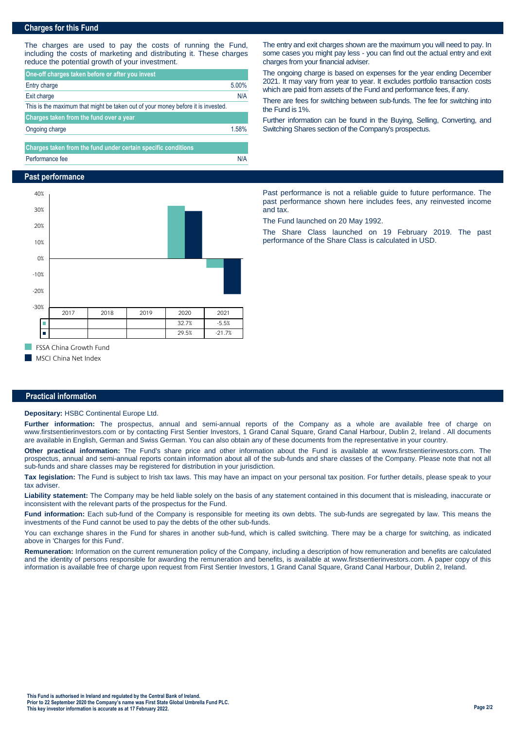## Charges for this Fund

The charges are used to pay the costs of running the Fund, including the costs of marketing and distributing it. These charges reduce the potential growth of your investment.

| One-off charges taken before or after you invest | |
|---|---|
| Entry charge | 5.00% |
| Exit charge | N/A |
| This is the maximum that might be taken out of your money before it is invested. | |
| **Charges taken from the fund over a year** | |
| Ongoing charge | 1.58% |
| **Charges taken from the fund under certain specific conditions** | |
| Performance fee | N/A |

The entry and exit charges shown are the maximum you will need to pay. In some cases you might pay less - you can find out the actual entry and exit charges from your financial adviser.

The ongoing charge is based on expenses for the year ending December 2021. It may vary from year to year. It excludes portfolio transaction costs which are paid from assets of the Fund and performance fees, if any.

There are fees for switching between sub-funds. The fee for switching into the Fund is 1%.

Further information can be found in the Buying, Selling, Converting, and Switching Shares section of the Company's prospectus.

## Past performance

40%
30%
20%
10%
0%
-10%
-20%
-30%

2017 2018 2019 2020 2021

FSSA China Growth Fund: 2020: 32.7%, 2021: -5.5%

MSCI China Net Index: 2020: 29.5%, 2021: -21.7%

Past performance is not a reliable guide to future performance. The past performance shown here includes fees, any reinvested income and tax.

The Fund launched on 20 May 1992.

The Share Class launched on 19 February 2019. The past performance of the Share Class is calculated in USD.

## Practical information

**Depositary:** HSBC Continental Europe Ltd.

**Further information:** The prospectus, annual and semi-annual reports of the Company as a whole are available free of charge on www.firstsentierinvestors.com or by contacting First Sentier Investors, 1 Grand Canal Square, Grand Canal Harbour, Dublin 2, Ireland . All documents are available in English, German and Swiss German. You can also obtain any of these documents from the representative in your country.

**Other practical information:** The Fund's share price and other information about the Fund is available at www.firstsentierinvestors.com. The prospectus, annual and semi-annual reports contain information about all of the sub-funds and share classes of the Company. Please note that not all sub-funds and share classes may be registered for distribution in your jurisdiction.

**Tax legislation:** The Fund is subject to Irish tax laws. This may have an impact on your personal tax position. For further details, please speak to your tax adviser.

**Liability statement:** The Company may be held liable solely on the basis of any statement contained in this document that is misleading, inaccurate or inconsistent with the relevant parts of the prospectus for the Fund.

**Fund information:** Each sub-fund of the Company is responsible for meeting its own debts. The sub-funds are segregated by law. This means the investments of the Fund cannot be used to pay the debts of the other sub-funds.

You can exchange shares in the Fund for shares in another sub-fund, which is called switching. There may be a charge for switching, as indicated above in 'Charges for this Fund'.

**Remuneration:** Information on the current remuneration policy of the Company, including a description of how remuneration and benefits are calculated and the identity of persons responsible for awarding the remuneration and benefits, is available at www.firstsentierinvestors.com. A paper copy of this information is available free of charge upon request from First Sentier Investors, 1 Grand Canal Square, Grand Canal Harbour, Dublin 2, Ireland.

**This Fund is authorised in Ireland and regulated by the Central Bank of Ireland.**
**Prior to 22 September 2020 the Company's name was First State Global Umbrella Fund PLC.**
**This key investor information is accurate as at 17 February 2022.**